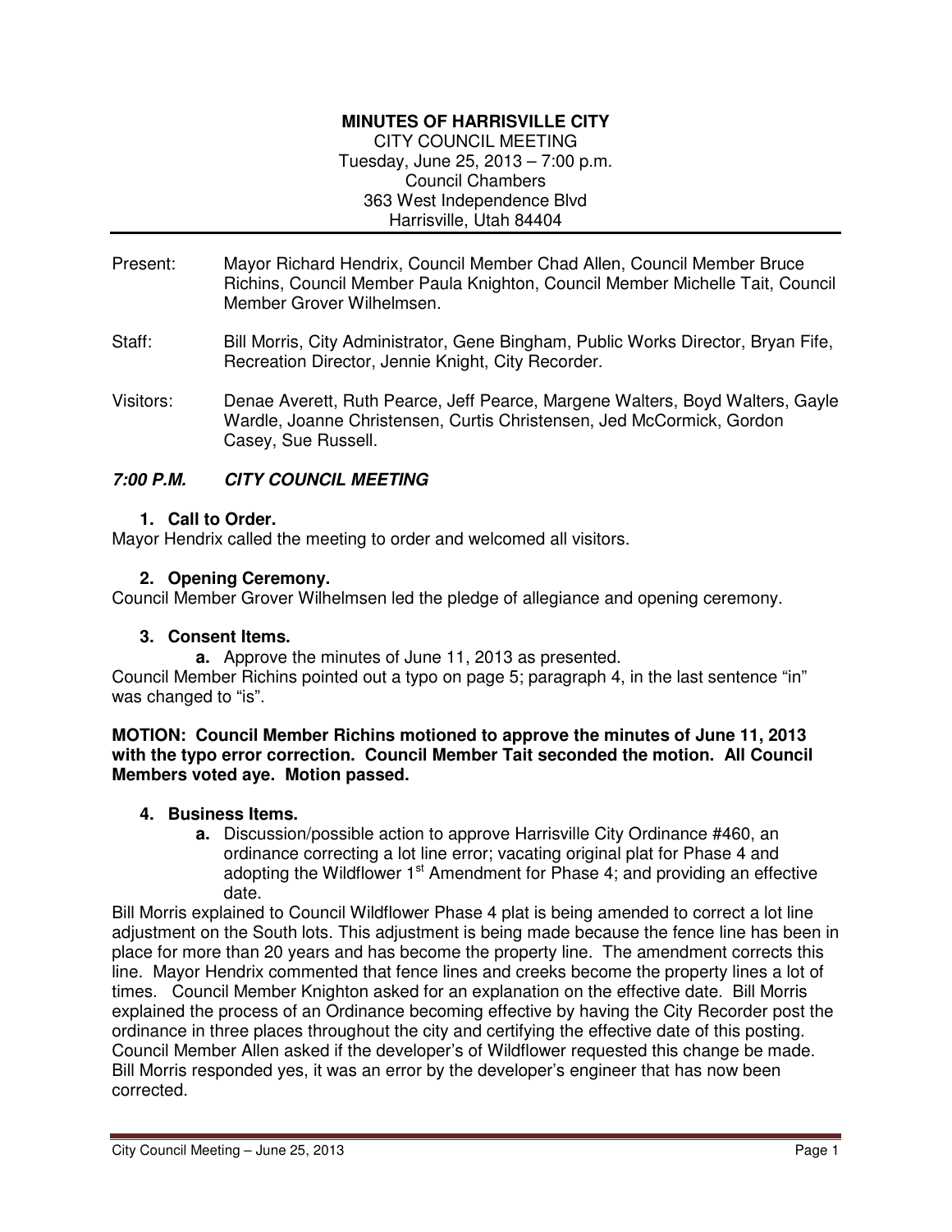**MINUTES OF HARRISVILLE CITY**
CITY COUNCIL MEETING
Tuesday, June 25, 2013 – 7:00 p.m.
Council Chambers
363 West Independence Blvd
Harrisville, Utah 84404

Present: Mayor Richard Hendrix, Council Member Chad Allen, Council Member Bruce Richins, Council Member Paula Knighton, Council Member Michelle Tait, Council Member Grover Wilhelmsen.

Staff: Bill Morris, City Administrator, Gene Bingham, Public Works Director, Bryan Fife, Recreation Director, Jennie Knight, City Recorder.

Visitors: Denae Averett, Ruth Pearce, Jeff Pearce, Margene Walters, Boyd Walters, Gayle Wardle, Joanne Christensen, Curtis Christensen, Jed McCormick, Gordon Casey, Sue Russell.

***7:00 P.M. CITY COUNCIL MEETING***

1. **Call to Order.**

Mayor Hendrix called the meeting to order and welcomed all visitors.

2. **Opening Ceremony.**

Council Member Grover Wilhelmsen led the pledge of allegiance and opening ceremony.

3. **Consent Items.**
   - **a.** Approve the minutes of June 11, 2013 as presented.

Council Member Richins pointed out a typo on page 5; paragraph 4, in the last sentence "in" was changed to "is".

**MOTION: Council Member Richins motioned to approve the minutes of June 11, 2013 with the typo error correction. Council Member Tait seconded the motion. All Council Members voted aye. Motion passed.**

4. **Business Items.**
   - **a.** Discussion/possible action to approve Harrisville City Ordinance #460, an ordinance correcting a lot line error; vacating original plat for Phase 4 and adopting the Wildflower 1st Amendment for Phase 4; and providing an effective date.

Bill Morris explained to Council Wildflower Phase 4 plat is being amended to correct a lot line adjustment on the South lots. This adjustment is being made because the fence line has been in place for more than 20 years and has become the property line. The amendment corrects this line. Mayor Hendrix commented that fence lines and creeks become the property lines a lot of times. Council Member Knighton asked for an explanation on the effective date. Bill Morris explained the process of an Ordinance becoming effective by having the City Recorder post the ordinance in three places throughout the city and certifying the effective date of this posting. Council Member Allen asked if the developer's of Wildflower requested this change be made. Bill Morris responded yes, it was an error by the developer's engineer that has now been corrected.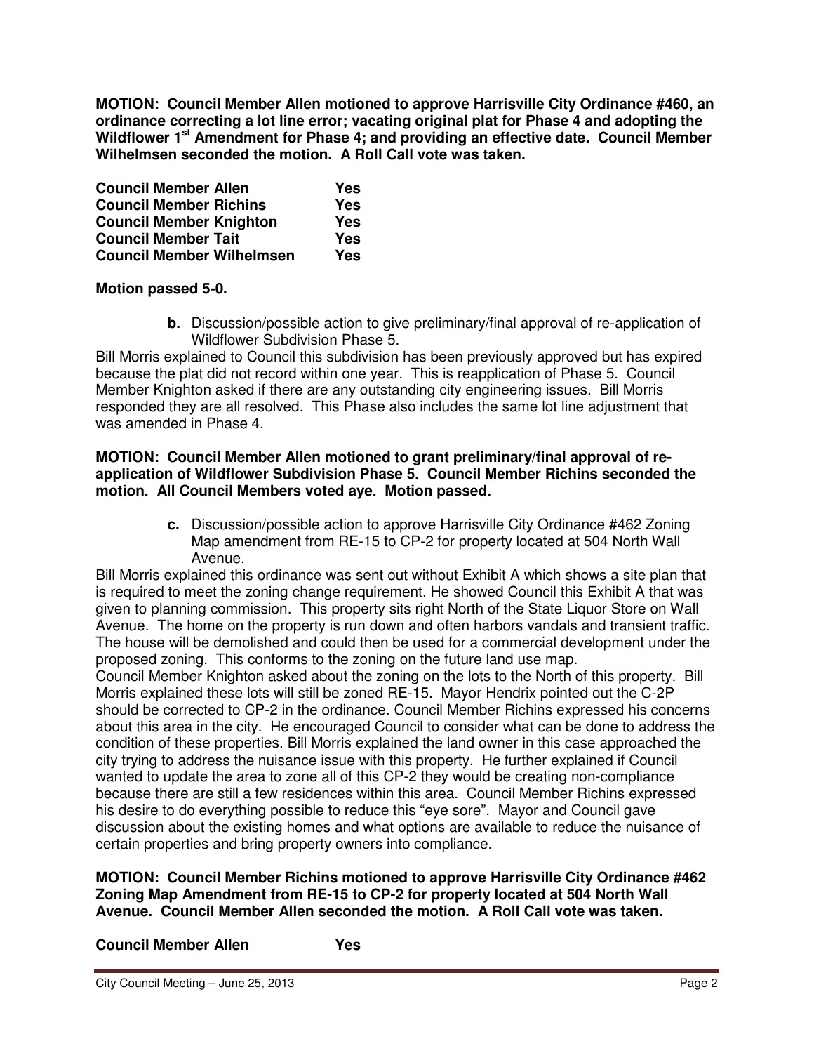**MOTION: Council Member Allen motioned to approve Harrisville City Ordinance #460, an ordinance correcting a lot line error; vacating original plat for Phase 4 and adopting the Wildflower 1st Amendment for Phase 4; and providing an effective date. Council Member Wilhelmsen seconded the motion. A Roll Call vote was taken.**

| | |
|---|---|
| **Council Member Allen** | **Yes** |
| **Council Member Richins** | **Yes** |
| **Council Member Knighton** | **Yes** |
| **Council Member Tait** | **Yes** |
| **Council Member Wilhelmsen** | **Yes** |

**Motion passed 5-0.**

**b.** Discussion/possible action to give preliminary/final approval of re-application of Wildflower Subdivision Phase 5.

Bill Morris explained to Council this subdivision has been previously approved but has expired because the plat did not record within one year. This is reapplication of Phase 5. Council Member Knighton asked if there are any outstanding city engineering issues. Bill Morris responded they are all resolved. This Phase also includes the same lot line adjustment that was amended in Phase 4.

**MOTION: Council Member Allen motioned to grant preliminary/final approval of re-application of Wildflower Subdivision Phase 5. Council Member Richins seconded the motion. All Council Members voted aye. Motion passed.**

**c.** Discussion/possible action to approve Harrisville City Ordinance #462 Zoning Map amendment from RE-15 to CP-2 for property located at 504 North Wall Avenue.

Bill Morris explained this ordinance was sent out without Exhibit A which shows a site plan that is required to meet the zoning change requirement. He showed Council this Exhibit A that was given to planning commission. This property sits right North of the State Liquor Store on Wall Avenue. The home on the property is run down and often harbors vandals and transient traffic. The house will be demolished and could then be used for a commercial development under the proposed zoning. This conforms to the zoning on the future land use map.
Council Member Knighton asked about the zoning on the lots to the North of this property. Bill Morris explained these lots will still be zoned RE-15. Mayor Hendrix pointed out the C-2P should be corrected to CP-2 in the ordinance. Council Member Richins expressed his concerns about this area in the city. He encouraged Council to consider what can be done to address the condition of these properties. Bill Morris explained the land owner in this case approached the city trying to address the nuisance issue with this property. He further explained if Council wanted to update the area to zone all of this CP-2 they would be creating non-compliance because there are still a few residences within this area. Council Member Richins expressed his desire to do everything possible to reduce this "eye sore". Mayor and Council gave discussion about the existing homes and what options are available to reduce the nuisance of certain properties and bring property owners into compliance.

**MOTION: Council Member Richins motioned to approve Harrisville City Ordinance #462 Zoning Map Amendment from RE-15 to CP-2 for property located at 504 North Wall Avenue. Council Member Allen seconded the motion. A Roll Call vote was taken.**

| | |
|---|---|
| **Council Member Allen** | **Yes** |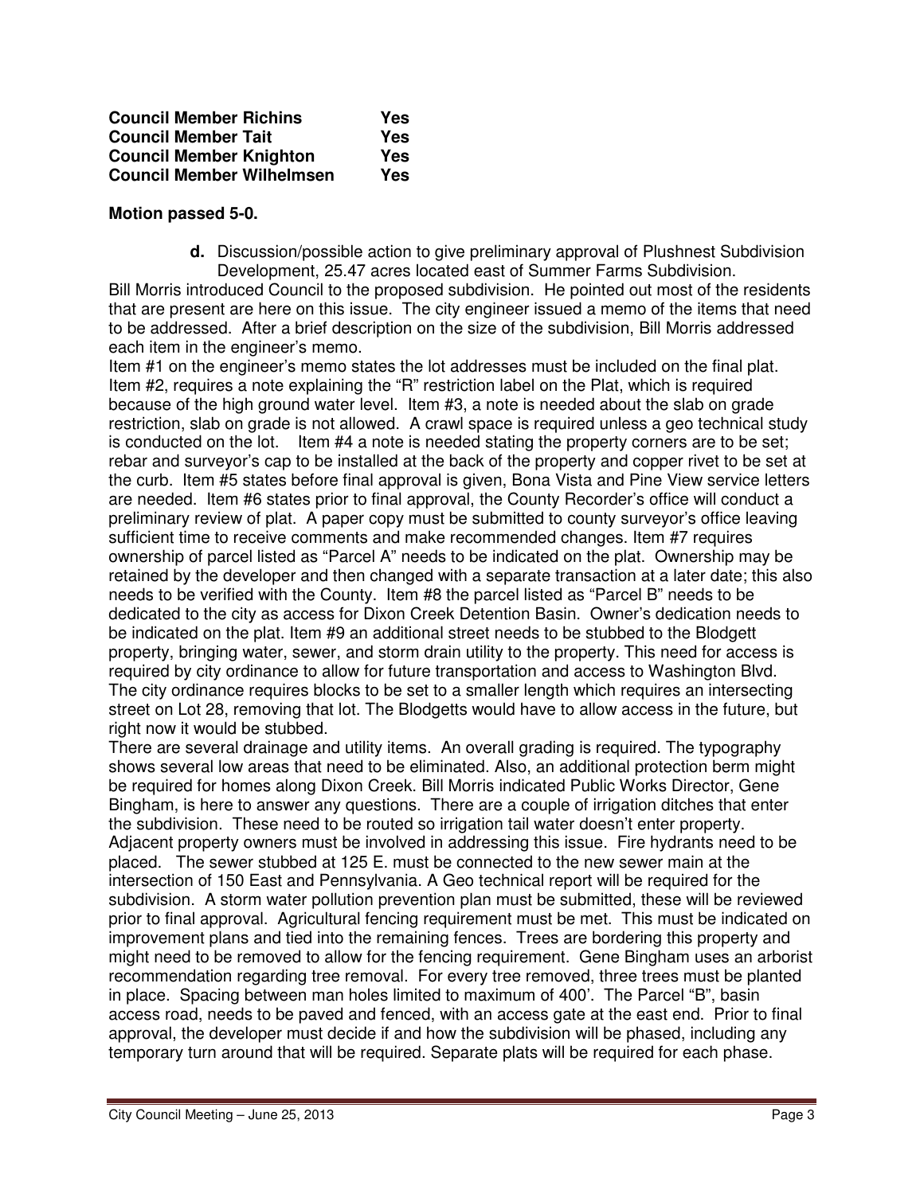| **Council Member Richins** | **Yes** |
|---|---|
| **Council Member Tait** | **Yes** |
| **Council Member Knighton** | **Yes** |
| **Council Member Wilhelmsen** | **Yes** |

**Motion passed 5-0.**

**d.** Discussion/possible action to give preliminary approval of Plushnest Subdivision Development, 25.47 acres located east of Summer Farms Subdivision.

Bill Morris introduced Council to the proposed subdivision. He pointed out most of the residents that are present are here on this issue. The city engineer issued a memo of the items that need to be addressed. After a brief description on the size of the subdivision, Bill Morris addressed each item in the engineer's memo.

Item #1 on the engineer's memo states the lot addresses must be included on the final plat. Item #2, requires a note explaining the "R" restriction label on the Plat, which is required because of the high ground water level. Item #3, a note is needed about the slab on grade restriction, slab on grade is not allowed. A crawl space is required unless a geo technical study is conducted on the lot. Item #4 a note is needed stating the property corners are to be set; rebar and surveyor's cap to be installed at the back of the property and copper rivet to be set at the curb. Item #5 states before final approval is given, Bona Vista and Pine View service letters are needed. Item #6 states prior to final approval, the County Recorder's office will conduct a preliminary review of plat. A paper copy must be submitted to county surveyor's office leaving sufficient time to receive comments and make recommended changes. Item #7 requires ownership of parcel listed as "Parcel A" needs to be indicated on the plat. Ownership may be retained by the developer and then changed with a separate transaction at a later date; this also needs to be verified with the County. Item #8 the parcel listed as "Parcel B" needs to be dedicated to the city as access for Dixon Creek Detention Basin. Owner's dedication needs to be indicated on the plat. Item #9 an additional street needs to be stubbed to the Blodgett property, bringing water, sewer, and storm drain utility to the property. This need for access is required by city ordinance to allow for future transportation and access to Washington Blvd. The city ordinance requires blocks to be set to a smaller length which requires an intersecting street on Lot 28, removing that lot. The Blodgetts would have to allow access in the future, but right now it would be stubbed.

There are several drainage and utility items. An overall grading is required. The typography shows several low areas that need to be eliminated. Also, an additional protection berm might be required for homes along Dixon Creek. Bill Morris indicated Public Works Director, Gene Bingham, is here to answer any questions. There are a couple of irrigation ditches that enter the subdivision. These need to be routed so irrigation tail water doesn't enter property. Adjacent property owners must be involved in addressing this issue. Fire hydrants need to be placed. The sewer stubbed at 125 E. must be connected to the new sewer main at the intersection of 150 East and Pennsylvania. A Geo technical report will be required for the subdivision. A storm water pollution prevention plan must be submitted, these will be reviewed prior to final approval. Agricultural fencing requirement must be met. This must be indicated on improvement plans and tied into the remaining fences. Trees are bordering this property and might need to be removed to allow for the fencing requirement. Gene Bingham uses an arborist recommendation regarding tree removal. For every tree removed, three trees must be planted in place. Spacing between man holes limited to maximum of 400'. The Parcel "B", basin access road, needs to be paved and fenced, with an access gate at the east end. Prior to final approval, the developer must decide if and how the subdivision will be phased, including any temporary turn around that will be required. Separate plats will be required for each phase.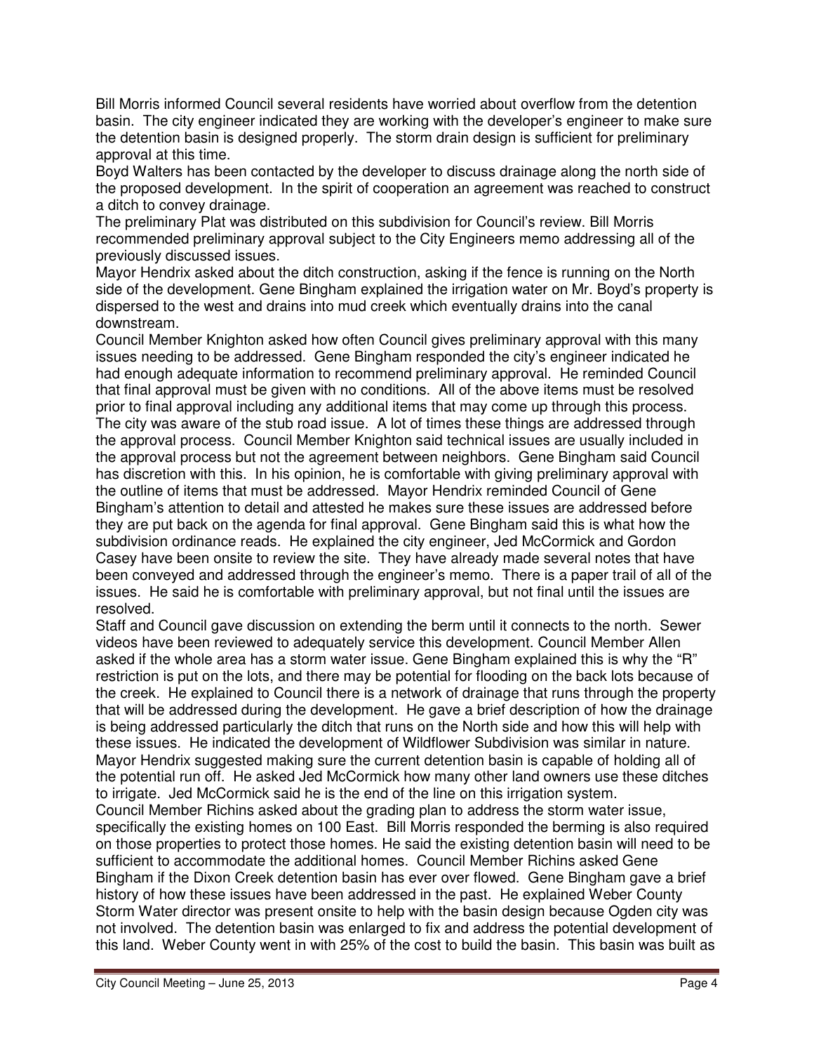Bill Morris informed Council several residents have worried about overflow from the detention basin. The city engineer indicated they are working with the developer's engineer to make sure the detention basin is designed properly. The storm drain design is sufficient for preliminary approval at this time.

Boyd Walters has been contacted by the developer to discuss drainage along the north side of the proposed development. In the spirit of cooperation an agreement was reached to construct a ditch to convey drainage.

The preliminary Plat was distributed on this subdivision for Council's review. Bill Morris recommended preliminary approval subject to the City Engineers memo addressing all of the previously discussed issues.

Mayor Hendrix asked about the ditch construction, asking if the fence is running on the North side of the development. Gene Bingham explained the irrigation water on Mr. Boyd's property is dispersed to the west and drains into mud creek which eventually drains into the canal downstream.

Council Member Knighton asked how often Council gives preliminary approval with this many issues needing to be addressed. Gene Bingham responded the city's engineer indicated he had enough adequate information to recommend preliminary approval. He reminded Council that final approval must be given with no conditions. All of the above items must be resolved prior to final approval including any additional items that may come up through this process. The city was aware of the stub road issue. A lot of times these things are addressed through the approval process. Council Member Knighton said technical issues are usually included in the approval process but not the agreement between neighbors. Gene Bingham said Council has discretion with this. In his opinion, he is comfortable with giving preliminary approval with the outline of items that must be addressed. Mayor Hendrix reminded Council of Gene Bingham's attention to detail and attested he makes sure these issues are addressed before they are put back on the agenda for final approval. Gene Bingham said this is what how the subdivision ordinance reads. He explained the city engineer, Jed McCormick and Gordon Casey have been onsite to review the site. They have already made several notes that have been conveyed and addressed through the engineer's memo. There is a paper trail of all of the issues. He said he is comfortable with preliminary approval, but not final until the issues are resolved.

Staff and Council gave discussion on extending the berm until it connects to the north. Sewer videos have been reviewed to adequately service this development. Council Member Allen asked if the whole area has a storm water issue. Gene Bingham explained this is why the "R" restriction is put on the lots, and there may be potential for flooding on the back lots because of the creek. He explained to Council there is a network of drainage that runs through the property that will be addressed during the development. He gave a brief description of how the drainage is being addressed particularly the ditch that runs on the North side and how this will help with these issues. He indicated the development of Wildflower Subdivision was similar in nature. Mayor Hendrix suggested making sure the current detention basin is capable of holding all of the potential run off. He asked Jed McCormick how many other land owners use these ditches to irrigate. Jed McCormick said he is the end of the line on this irrigation system.

Council Member Richins asked about the grading plan to address the storm water issue, specifically the existing homes on 100 East. Bill Morris responded the berming is also required on those properties to protect those homes. He said the existing detention basin will need to be sufficient to accommodate the additional homes. Council Member Richins asked Gene Bingham if the Dixon Creek detention basin has ever over flowed. Gene Bingham gave a brief history of how these issues have been addressed in the past. He explained Weber County Storm Water director was present onsite to help with the basin design because Ogden city was not involved. The detention basin was enlarged to fix and address the potential development of this land. Weber County went in with 25% of the cost to build the basin. This basin was built as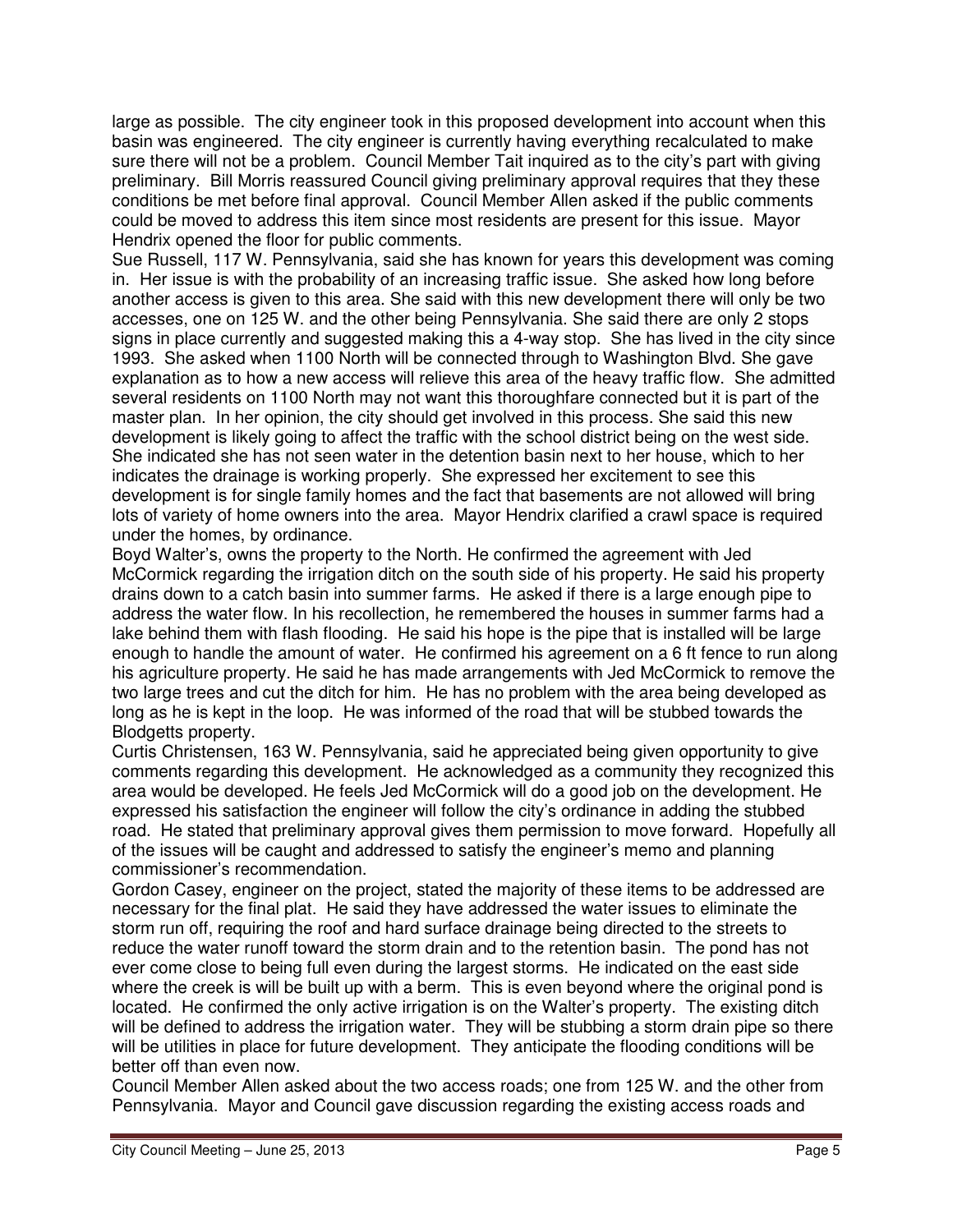large as possible. The city engineer took in this proposed development into account when this basin was engineered. The city engineer is currently having everything recalculated to make sure there will not be a problem. Council Member Tait inquired as to the city's part with giving preliminary. Bill Morris reassured Council giving preliminary approval requires that they these conditions be met before final approval. Council Member Allen asked if the public comments could be moved to address this item since most residents are present for this issue. Mayor Hendrix opened the floor for public comments.

Sue Russell, 117 W. Pennsylvania, said she has known for years this development was coming in. Her issue is with the probability of an increasing traffic issue. She asked how long before another access is given to this area. She said with this new development there will only be two accesses, one on 125 W. and the other being Pennsylvania. She said there are only 2 stops signs in place currently and suggested making this a 4-way stop. She has lived in the city since 1993. She asked when 1100 North will be connected through to Washington Blvd. She gave explanation as to how a new access will relieve this area of the heavy traffic flow. She admitted several residents on 1100 North may not want this thoroughfare connected but it is part of the master plan. In her opinion, the city should get involved in this process. She said this new development is likely going to affect the traffic with the school district being on the west side. She indicated she has not seen water in the detention basin next to her house, which to her indicates the drainage is working properly. She expressed her excitement to see this development is for single family homes and the fact that basements are not allowed will bring lots of variety of home owners into the area. Mayor Hendrix clarified a crawl space is required under the homes, by ordinance.

Boyd Walter's, owns the property to the North. He confirmed the agreement with Jed McCormick regarding the irrigation ditch on the south side of his property. He said his property drains down to a catch basin into summer farms. He asked if there is a large enough pipe to address the water flow. In his recollection, he remembered the houses in summer farms had a lake behind them with flash flooding. He said his hope is the pipe that is installed will be large enough to handle the amount of water. He confirmed his agreement on a 6 ft fence to run along his agriculture property. He said he has made arrangements with Jed McCormick to remove the two large trees and cut the ditch for him. He has no problem with the area being developed as long as he is kept in the loop. He was informed of the road that will be stubbed towards the Blodgetts property.

Curtis Christensen, 163 W. Pennsylvania, said he appreciated being given opportunity to give comments regarding this development. He acknowledged as a community they recognized this area would be developed. He feels Jed McCormick will do a good job on the development. He expressed his satisfaction the engineer will follow the city's ordinance in adding the stubbed road. He stated that preliminary approval gives them permission to move forward. Hopefully all of the issues will be caught and addressed to satisfy the engineer's memo and planning commissioner's recommendation.

Gordon Casey, engineer on the project, stated the majority of these items to be addressed are necessary for the final plat. He said they have addressed the water issues to eliminate the storm run off, requiring the roof and hard surface drainage being directed to the streets to reduce the water runoff toward the storm drain and to the retention basin. The pond has not ever come close to being full even during the largest storms. He indicated on the east side where the creek is will be built up with a berm. This is even beyond where the original pond is located. He confirmed the only active irrigation is on the Walter's property. The existing ditch will be defined to address the irrigation water. They will be stubbing a storm drain pipe so there will be utilities in place for future development. They anticipate the flooding conditions will be better off than even now.

Council Member Allen asked about the two access roads; one from 125 W. and the other from Pennsylvania. Mayor and Council gave discussion regarding the existing access roads and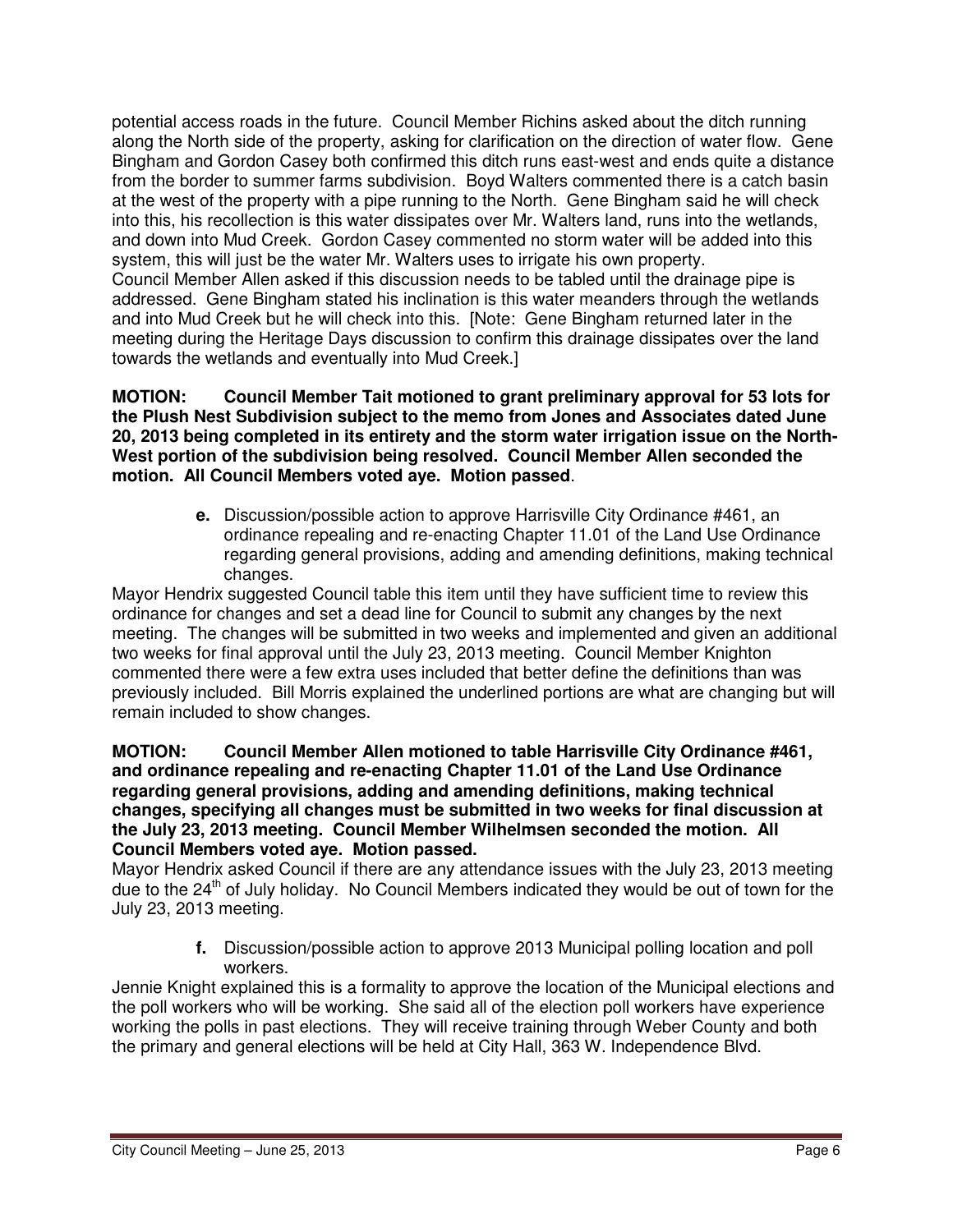potential access roads in the future. Council Member Richins asked about the ditch running along the North side of the property, asking for clarification on the direction of water flow. Gene Bingham and Gordon Casey both confirmed this ditch runs east-west and ends quite a distance from the border to summer farms subdivision. Boyd Walters commented there is a catch basin at the west of the property with a pipe running to the North. Gene Bingham said he will check into this, his recollection is this water dissipates over Mr. Walters land, runs into the wetlands, and down into Mud Creek. Gordon Casey commented no storm water will be added into this system, this will just be the water Mr. Walters uses to irrigate his own property. Council Member Allen asked if this discussion needs to be tabled until the drainage pipe is addressed. Gene Bingham stated his inclination is this water meanders through the wetlands and into Mud Creek but he will check into this. [Note: Gene Bingham returned later in the meeting during the Heritage Days discussion to confirm this drainage dissipates over the land towards the wetlands and eventually into Mud Creek.]

**MOTION: Council Member Tait motioned to grant preliminary approval for 53 lots for the Plush Nest Subdivision subject to the memo from Jones and Associates dated June 20, 2013 being completed in its entirety and the storm water irrigation issue on the North-West portion of the subdivision being resolved. Council Member Allen seconded the motion. All Council Members voted aye. Motion passed**.

> **e.** Discussion/possible action to approve Harrisville City Ordinance #461, an ordinance repealing and re-enacting Chapter 11.01 of the Land Use Ordinance regarding general provisions, adding and amending definitions, making technical changes.

Mayor Hendrix suggested Council table this item until they have sufficient time to review this ordinance for changes and set a dead line for Council to submit any changes by the next meeting. The changes will be submitted in two weeks and implemented and given an additional two weeks for final approval until the July 23, 2013 meeting. Council Member Knighton commented there were a few extra uses included that better define the definitions than was previously included. Bill Morris explained the underlined portions are what are changing but will remain included to show changes.

**MOTION: Council Member Allen motioned to table Harrisville City Ordinance #461, and ordinance repealing and re-enacting Chapter 11.01 of the Land Use Ordinance regarding general provisions, adding and amending definitions, making technical changes, specifying all changes must be submitted in two weeks for final discussion at the July 23, 2013 meeting. Council Member Wilhelmsen seconded the motion. All Council Members voted aye. Motion passed.**

Mayor Hendrix asked Council if there are any attendance issues with the July 23, 2013 meeting due to the 24th of July holiday. No Council Members indicated they would be out of town for the July 23, 2013 meeting.

> **f.** Discussion/possible action to approve 2013 Municipal polling location and poll workers.

Jennie Knight explained this is a formality to approve the location of the Municipal elections and the poll workers who will be working. She said all of the election poll workers have experience working the polls in past elections. They will receive training through Weber County and both the primary and general elections will be held at City Hall, 363 W. Independence Blvd.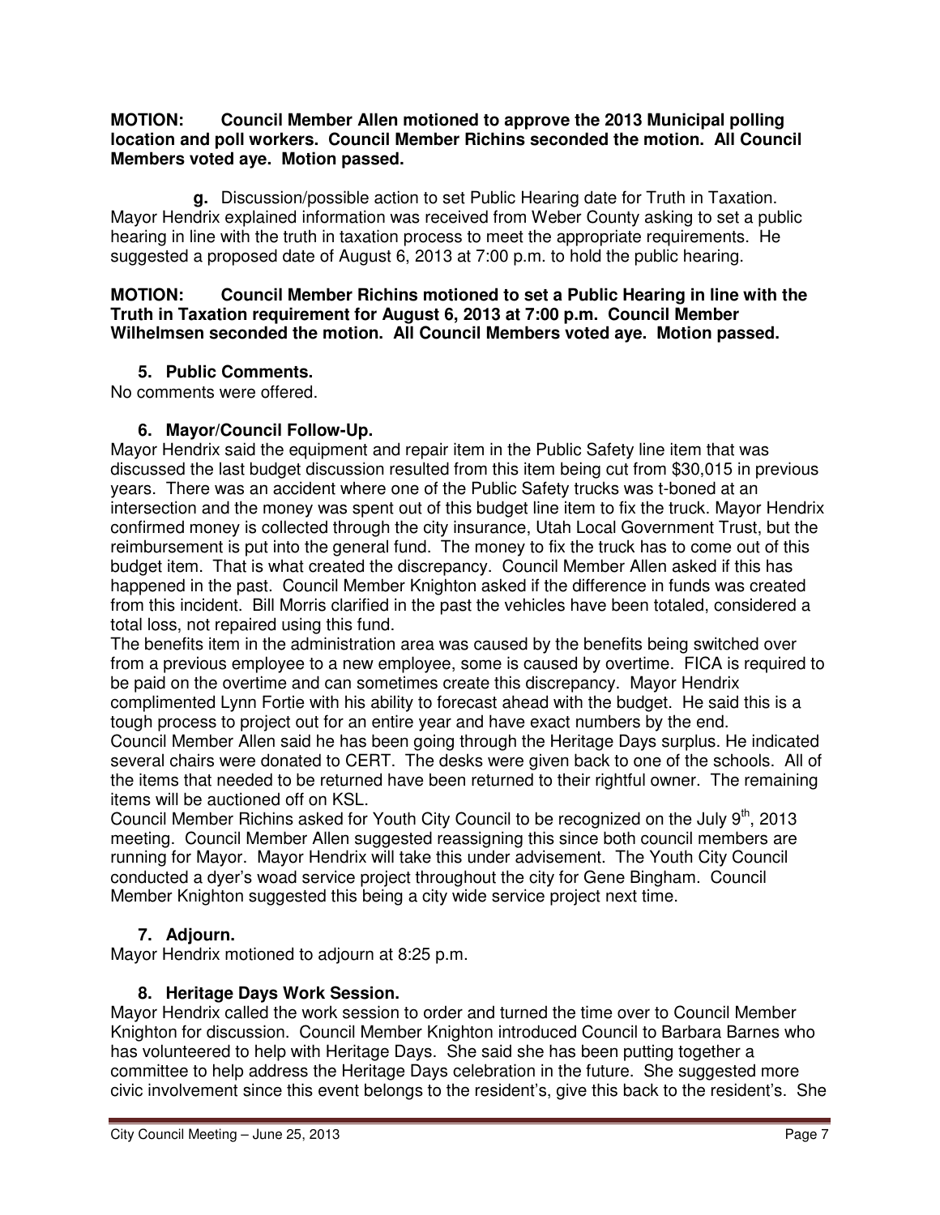**MOTION: Council Member Allen motioned to approve the 2013 Municipal polling location and poll workers. Council Member Richins seconded the motion. All Council Members voted aye. Motion passed.**

**g.** Discussion/possible action to set Public Hearing date for Truth in Taxation. Mayor Hendrix explained information was received from Weber County asking to set a public hearing in line with the truth in taxation process to meet the appropriate requirements. He suggested a proposed date of August 6, 2013 at 7:00 p.m. to hold the public hearing.

**MOTION: Council Member Richins motioned to set a Public Hearing in line with the Truth in Taxation requirement for August 6, 2013 at 7:00 p.m. Council Member Wilhelmsen seconded the motion. All Council Members voted aye. Motion passed.**

**5. Public Comments.**

No comments were offered.

**6. Mayor/Council Follow-Up.**

Mayor Hendrix said the equipment and repair item in the Public Safety line item that was discussed the last budget discussion resulted from this item being cut from $30,015 in previous years. There was an accident where one of the Public Safety trucks was t-boned at an intersection and the money was spent out of this budget line item to fix the truck. Mayor Hendrix confirmed money is collected through the city insurance, Utah Local Government Trust, but the reimbursement is put into the general fund. The money to fix the truck has to come out of this budget item. That is what created the discrepancy. Council Member Allen asked if this has happened in the past. Council Member Knighton asked if the difference in funds was created from this incident. Bill Morris clarified in the past the vehicles have been totaled, considered a total loss, not repaired using this fund.

The benefits item in the administration area was caused by the benefits being switched over from a previous employee to a new employee, some is caused by overtime. FICA is required to be paid on the overtime and can sometimes create this discrepancy. Mayor Hendrix complimented Lynn Fortie with his ability to forecast ahead with the budget. He said this is a tough process to project out for an entire year and have exact numbers by the end.

Council Member Allen said he has been going through the Heritage Days surplus. He indicated several chairs were donated to CERT. The desks were given back to one of the schools. All of the items that needed to be returned have been returned to their rightful owner. The remaining items will be auctioned off on KSL.

Council Member Richins asked for Youth City Council to be recognized on the July 9th, 2013 meeting. Council Member Allen suggested reassigning this since both council members are running for Mayor. Mayor Hendrix will take this under advisement. The Youth City Council conducted a dyer's woad service project throughout the city for Gene Bingham. Council Member Knighton suggested this being a city wide service project next time.

**7. Adjourn.**

Mayor Hendrix motioned to adjourn at 8:25 p.m.

**8. Heritage Days Work Session.**

Mayor Hendrix called the work session to order and turned the time over to Council Member Knighton for discussion. Council Member Knighton introduced Council to Barbara Barnes who has volunteered to help with Heritage Days. She said she has been putting together a committee to help address the Heritage Days celebration in the future. She suggested more civic involvement since this event belongs to the resident's, give this back to the resident's. She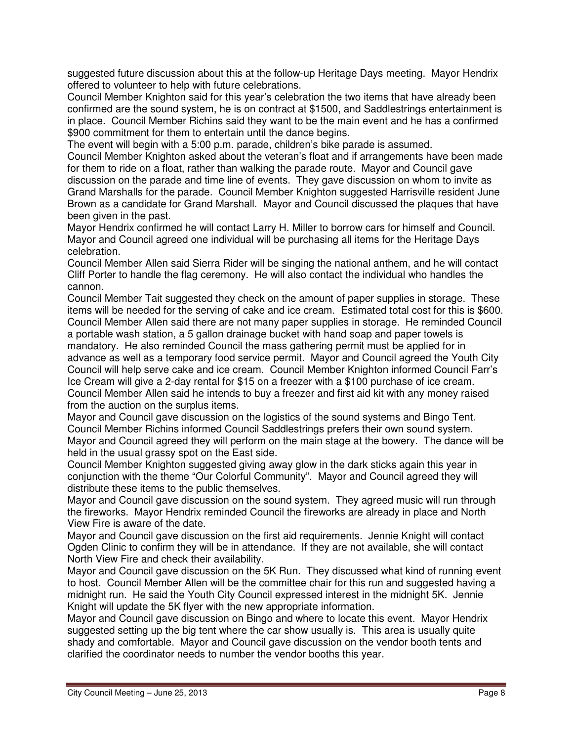suggested future discussion about this at the follow-up Heritage Days meeting. Mayor Hendrix offered to volunteer to help with future celebrations.

Council Member Knighton said for this year's celebration the two items that have already been confirmed are the sound system, he is on contract at $1500, and Saddlestrings entertainment is in place. Council Member Richins said they want to be the main event and he has a confirmed $900 commitment for them to entertain until the dance begins.

The event will begin with a 5:00 p.m. parade, children's bike parade is assumed.

Council Member Knighton asked about the veteran's float and if arrangements have been made for them to ride on a float, rather than walking the parade route. Mayor and Council gave discussion on the parade and time line of events. They gave discussion on whom to invite as Grand Marshalls for the parade. Council Member Knighton suggested Harrisville resident June Brown as a candidate for Grand Marshall. Mayor and Council discussed the plaques that have been given in the past.

Mayor Hendrix confirmed he will contact Larry H. Miller to borrow cars for himself and Council. Mayor and Council agreed one individual will be purchasing all items for the Heritage Days celebration.

Council Member Allen said Sierra Rider will be singing the national anthem, and he will contact Cliff Porter to handle the flag ceremony. He will also contact the individual who handles the cannon.

Council Member Tait suggested they check on the amount of paper supplies in storage. These items will be needed for the serving of cake and ice cream. Estimated total cost for this is $600. Council Member Allen said there are not many paper supplies in storage. He reminded Council a portable wash station, a 5 gallon drainage bucket with hand soap and paper towels is mandatory. He also reminded Council the mass gathering permit must be applied for in advance as well as a temporary food service permit. Mayor and Council agreed the Youth City Council will help serve cake and ice cream. Council Member Knighton informed Council Farr's Ice Cream will give a 2-day rental for $15 on a freezer with a $100 purchase of ice cream. Council Member Allen said he intends to buy a freezer and first aid kit with any money raised from the auction on the surplus items.

Mayor and Council gave discussion on the logistics of the sound systems and Bingo Tent. Council Member Richins informed Council Saddlestrings prefers their own sound system. Mayor and Council agreed they will perform on the main stage at the bowery. The dance will be held in the usual grassy spot on the East side.

Council Member Knighton suggested giving away glow in the dark sticks again this year in conjunction with the theme "Our Colorful Community". Mayor and Council agreed they will distribute these items to the public themselves.

Mayor and Council gave discussion on the sound system. They agreed music will run through the fireworks. Mayor Hendrix reminded Council the fireworks are already in place and North View Fire is aware of the date.

Mayor and Council gave discussion on the first aid requirements. Jennie Knight will contact Ogden Clinic to confirm they will be in attendance. If they are not available, she will contact North View Fire and check their availability.

Mayor and Council gave discussion on the 5K Run. They discussed what kind of running event to host. Council Member Allen will be the committee chair for this run and suggested having a midnight run. He said the Youth City Council expressed interest in the midnight 5K. Jennie Knight will update the 5K flyer with the new appropriate information.

Mayor and Council gave discussion on Bingo and where to locate this event. Mayor Hendrix suggested setting up the big tent where the car show usually is. This area is usually quite shady and comfortable. Mayor and Council gave discussion on the vendor booth tents and clarified the coordinator needs to number the vendor booths this year.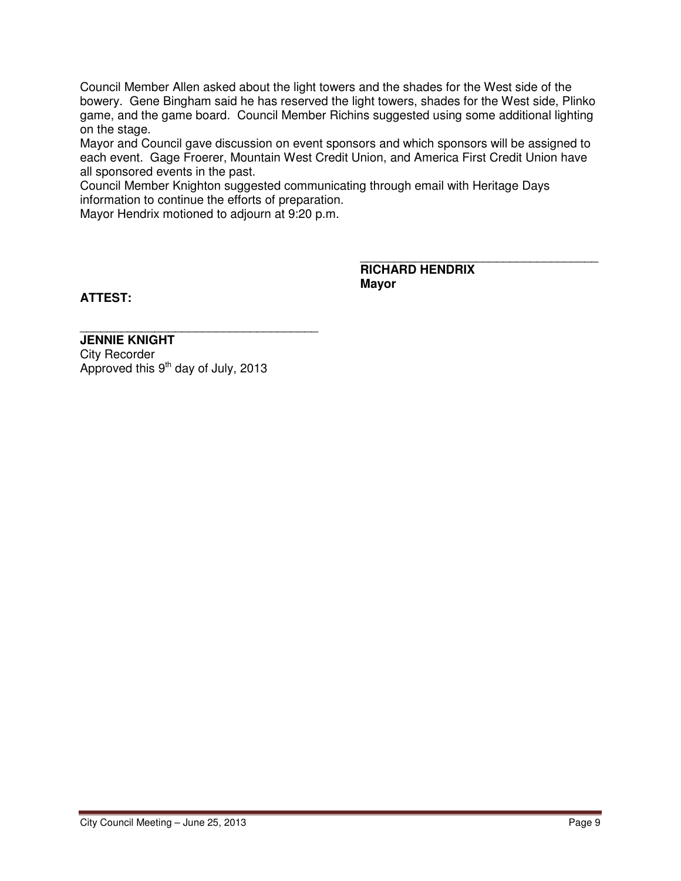Council Member Allen asked about the light towers and the shades for the West side of the bowery. Gene Bingham said he has reserved the light towers, shades for the West side, Plinko game, and the game board. Council Member Richins suggested using some additional lighting on the stage.

Mayor and Council gave discussion on event sponsors and which sponsors will be assigned to each event. Gage Froerer, Mountain West Credit Union, and America First Credit Union have all sponsored events in the past.

Council Member Knighton suggested communicating through email with Heritage Days information to continue the efforts of preparation.

Mayor Hendrix motioned to adjourn at 9:20 p.m.

\_\_\_\_\_\_\_\_\_\_\_\_\_\_\_\_\_\_\_\_\_\_\_\_\_\_\_\_\_\_\_\_\_\_\_\_
**RICHARD HENDRIX**
**Mayor**

**ATTEST:**

\_\_\_\_\_\_\_\_\_\_\_\_\_\_\_\_\_\_\_\_\_\_\_\_\_\_\_\_\_\_\_\_\_\_\_\_
**JENNIE KNIGHT**
City Recorder
Approved this 9th day of July, 2013